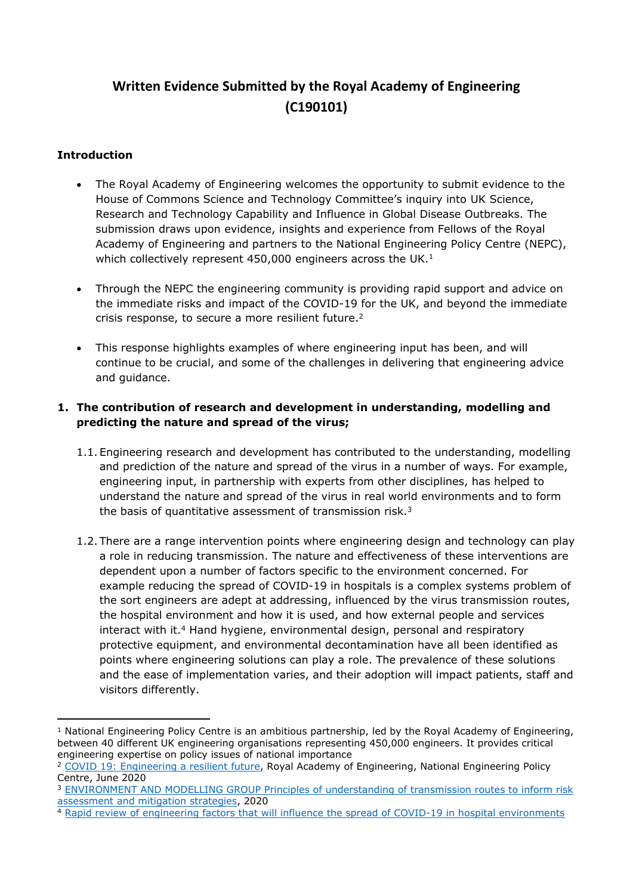# Written Evidence Submitted by the Royal Academy of Engineering (C190101)

**Introduction**

- The Royal Academy of Engineering welcomes the opportunity to submit evidence to the House of Commons Science and Technology Committee's inquiry into UK Science, Research and Technology Capability and Influence in Global Disease Outbreaks. The submission draws upon evidence, insights and experience from Fellows of the Royal Academy of Engineering and partners to the National Engineering Policy Centre (NEPC), which collectively represent 450,000 engineers across the UK.[1]

- Through the NEPC the engineering community is providing rapid support and advice on the immediate risks and impact of the COVID-19 for the UK, and beyond the immediate crisis response, to secure a more resilient future.[2]

- This response highlights examples of where engineering input has been, and will continue to be crucial, and some of the challenges in delivering that engineering advice and guidance.

## 1. The contribution of research and development in understanding, modelling and predicting the nature and spread of the virus;

1.1. Engineering research and development has contributed to the understanding, modelling and prediction of the nature and spread of the virus in a number of ways. For example, engineering input, in partnership with experts from other disciplines, has helped to understand the nature and spread of the virus in real world environments and to form the basis of quantitative assessment of transmission risk.[3]

1.2. There are a range intervention points where engineering design and technology can play a role in reducing transmission. The nature and effectiveness of these interventions are dependent upon a number of factors specific to the environment concerned. For example reducing the spread of COVID-19 in hospitals is a complex systems problem of the sort engineers are adept at addressing, influenced by the virus transmission routes, the hospital environment and how it is used, and how external people and services interact with it.[4] Hand hygiene, environmental design, personal and respiratory protective equipment, and environmental decontamination have all been identified as points where engineering solutions can play a role. The prevalence of these solutions and the ease of implementation varies, and their adoption will impact patients, staff and visitors differently.

---

[1] National Engineering Policy Centre is an ambitious partnership, led by the Royal Academy of Engineering, between 40 different UK engineering organisations representing 450,000 engineers. It provides critical engineering expertise on policy issues of national importance

[2] COVID 19: Engineering a resilient future, Royal Academy of Engineering, National Engineering Policy Centre, June 2020

[3] ENVIRONMENT AND MODELLING GROUP Principles of understanding of transmission routes to inform risk assessment and mitigation strategies, 2020

[4] Rapid review of engineering factors that will influence the spread of COVID-19 in hospital environments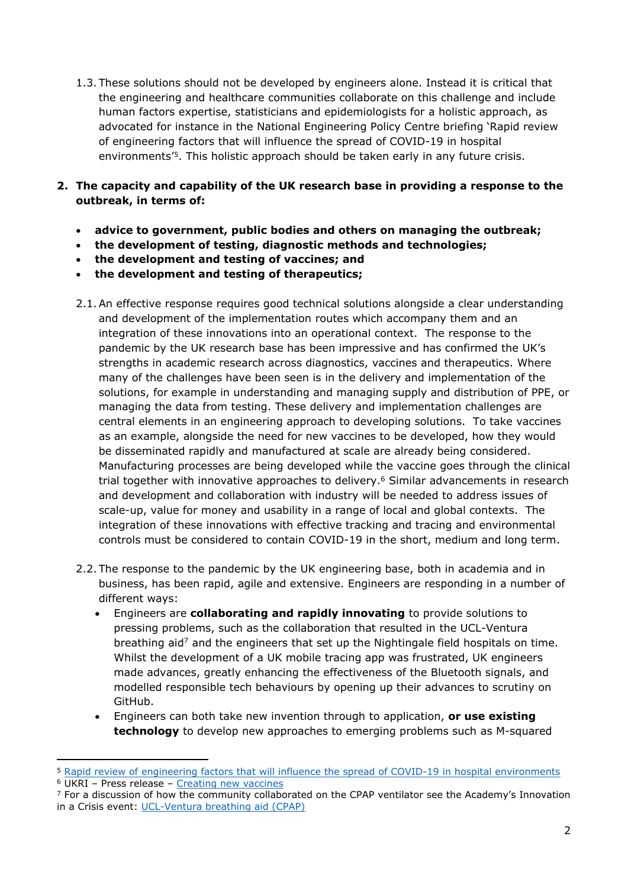1.3. These solutions should not be developed by engineers alone. Instead it is critical that the engineering and healthcare communities collaborate on this challenge and include human factors expertise, statisticians and epidemiologists for a holistic approach, as advocated for instance in the National Engineering Policy Centre briefing 'Rapid review of engineering factors that will influence the spread of COVID-19 in hospital environments'[5]. This holistic approach should be taken early in any future crisis.

**2. The capacity and capability of the UK research base in providing a response to the outbreak, in terms of:**

- **advice to government, public bodies and others on managing the outbreak;**
- **the development of testing, diagnostic methods and technologies;**
- **the development and testing of vaccines; and**
- **the development and testing of therapeutics;**

2.1. An effective response requires good technical solutions alongside a clear understanding and development of the implementation routes which accompany them and an integration of these innovations into an operational context. The response to the pandemic by the UK research base has been impressive and has confirmed the UK's strengths in academic research across diagnostics, vaccines and therapeutics. Where many of the challenges have been seen is in the delivery and implementation of the solutions, for example in understanding and managing supply and distribution of PPE, or managing the data from testing. These delivery and implementation challenges are central elements in an engineering approach to developing solutions. To take vaccines as an example, alongside the need for new vaccines to be developed, how they would be disseminated rapidly and manufactured at scale are already being considered. Manufacturing processes are being developed while the vaccine goes through the clinical trial together with innovative approaches to delivery.[6] Similar advancements in research and development and collaboration with industry will be needed to address issues of scale-up, value for money and usability in a range of local and global contexts. The integration of these innovations with effective tracking and tracing and environmental controls must be considered to contain COVID-19 in the short, medium and long term.

2.2. The response to the pandemic by the UK engineering base, both in academia and in business, has been rapid, agile and extensive. Engineers are responding in a number of different ways:

- Engineers are **collaborating and rapidly innovating** to provide solutions to pressing problems, such as the collaboration that resulted in the UCL-Ventura breathing aid[7] and the engineers that set up the Nightingale field hospitals on time. Whilst the development of a UK mobile tracing app was frustrated, UK engineers made advances, greatly enhancing the effectiveness of the Bluetooth signals, and modelled responsible tech behaviours by opening up their advances to scrutiny on GitHub.
- Engineers can both take new invention through to application, **or use existing technology** to develop new approaches to emerging problems such as M-squared

---

[5] Rapid review of engineering factors that will influence the spread of COVID-19 in hospital environments

[6] UKRI – Press release – Creating new vaccines

[7] For a discussion of how the community collaborated on the CPAP ventilator see the Academy's Innovation in a Crisis event: UCL-Ventura breathing aid (CPAP)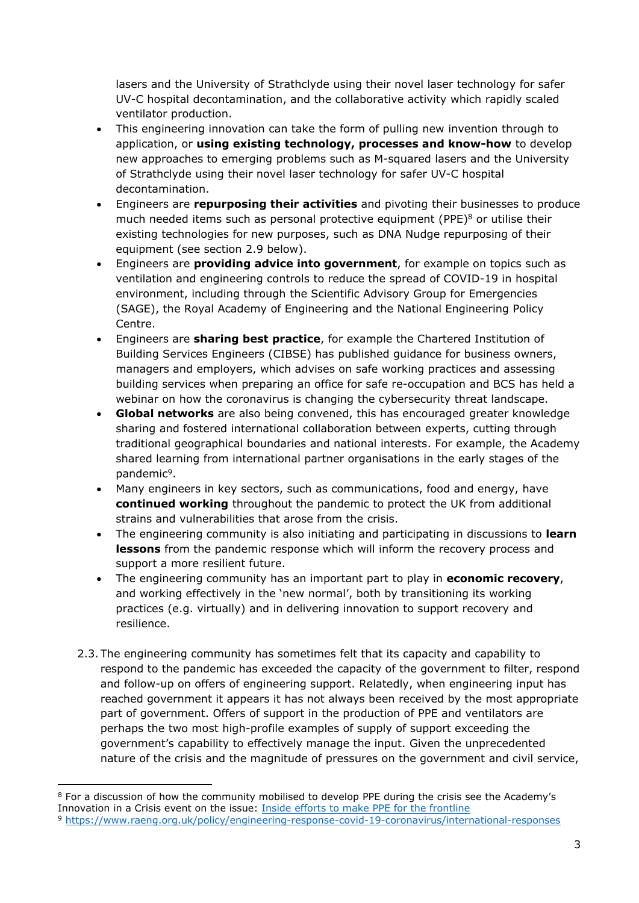lasers and the University of Strathclyde using their novel laser technology for safer UV-C hospital decontamination, and the collaborative activity which rapidly scaled ventilator production.

- This engineering innovation can take the form of pulling new invention through to application, or **using existing technology, processes and know-how** to develop new approaches to emerging problems such as M-squared lasers and the University of Strathclyde using their novel laser technology for safer UV-C hospital decontamination.
- Engineers are **repurposing their activities** and pivoting their businesses to produce much needed items such as personal protective equipment (PPE)[8] or utilise their existing technologies for new purposes, such as DNA Nudge repurposing of their equipment (see section 2.9 below).
- Engineers are **providing advice into government**, for example on topics such as ventilation and engineering controls to reduce the spread of COVID-19 in hospital environment, including through the Scientific Advisory Group for Emergencies (SAGE), the Royal Academy of Engineering and the National Engineering Policy Centre.
- Engineers are **sharing best practice**, for example the Chartered Institution of Building Services Engineers (CIBSE) has published guidance for business owners, managers and employers, which advises on safe working practices and assessing building services when preparing an office for safe re-occupation and BCS has held a webinar on how the coronavirus is changing the cybersecurity threat landscape.
- **Global networks** are also being convened, this has encouraged greater knowledge sharing and fostered international collaboration between experts, cutting through traditional geographical boundaries and national interests. For example, the Academy shared learning from international partner organisations in the early stages of the pandemic[9].
- Many engineers in key sectors, such as communications, food and energy, have **continued working** throughout the pandemic to protect the UK from additional strains and vulnerabilities that arose from the crisis.
- The engineering community is also initiating and participating in discussions to **learn lessons** from the pandemic response which will inform the recovery process and support a more resilient future.
- The engineering community has an important part to play in **economic recovery**, and working effectively in the 'new normal', both by transitioning its working practices (e.g. virtually) and in delivering innovation to support recovery and resilience.

2.3. The engineering community has sometimes felt that its capacity and capability to respond to the pandemic has exceeded the capacity of the government to filter, respond and follow-up on offers of engineering support. Relatedly, when engineering input has reached government it appears it has not always been received by the most appropriate part of government. Offers of support in the production of PPE and ventilators are perhaps the two most high-profile examples of supply of support exceeding the government's capability to effectively manage the input. Given the unprecedented nature of the crisis and the magnitude of pressures on the government and civil service,

[8] For a discussion of how the community mobilised to develop PPE during the crisis see the Academy's Innovation in a Crisis event on the issue: Inside efforts to make PPE for the frontline

[9] https://www.raeng.org.uk/policy/engineering-response-covid-19-coronavirus/international-responses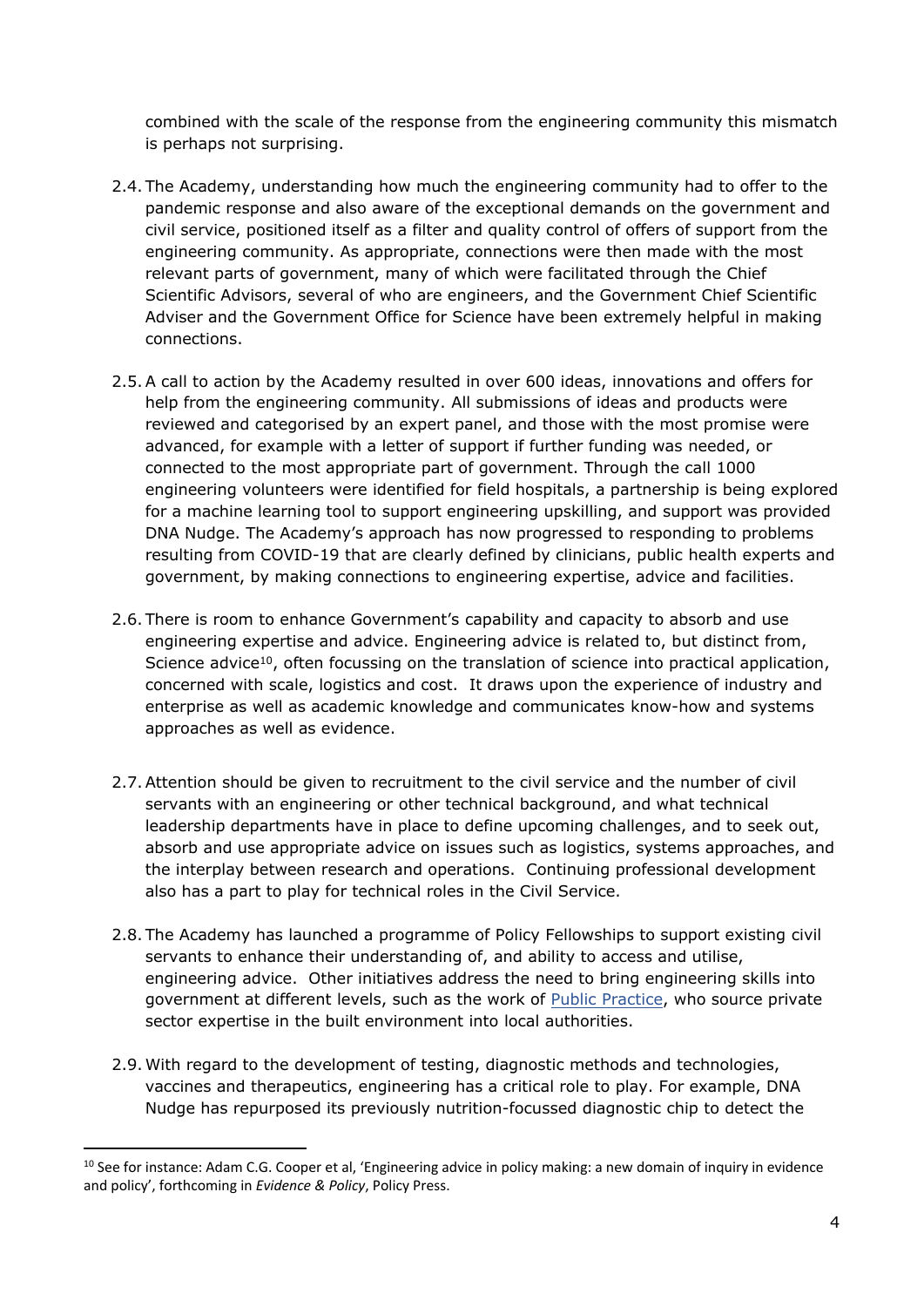combined with the scale of the response from the engineering community this mismatch is perhaps not surprising.

2.4. The Academy, understanding how much the engineering community had to offer to the pandemic response and also aware of the exceptional demands on the government and civil service, positioned itself as a filter and quality control of offers of support from the engineering community. As appropriate, connections were then made with the most relevant parts of government, many of which were facilitated through the Chief Scientific Advisors, several of who are engineers, and the Government Chief Scientific Adviser and the Government Office for Science have been extremely helpful in making connections.

2.5. A call to action by the Academy resulted in over 600 ideas, innovations and offers for help from the engineering community. All submissions of ideas and products were reviewed and categorised by an expert panel, and those with the most promise were advanced, for example with a letter of support if further funding was needed, or connected to the most appropriate part of government. Through the call 1000 engineering volunteers were identified for field hospitals, a partnership is being explored for a machine learning tool to support engineering upskilling, and support was provided DNA Nudge. The Academy's approach has now progressed to responding to problems resulting from COVID-19 that are clearly defined by clinicians, public health experts and government, by making connections to engineering expertise, advice and facilities.

2.6. There is room to enhance Government's capability and capacity to absorb and use engineering expertise and advice. Engineering advice is related to, but distinct from, Science advice[10], often focussing on the translation of science into practical application, concerned with scale, logistics and cost. It draws upon the experience of industry and enterprise as well as academic knowledge and communicates know-how and systems approaches as well as evidence.

2.7. Attention should be given to recruitment to the civil service and the number of civil servants with an engineering or other technical background, and what technical leadership departments have in place to define upcoming challenges, and to seek out, absorb and use appropriate advice on issues such as logistics, systems approaches, and the interplay between research and operations. Continuing professional development also has a part to play for technical roles in the Civil Service.

2.8. The Academy has launched a programme of Policy Fellowships to support existing civil servants to enhance their understanding of, and ability to access and utilise, engineering advice. Other initiatives address the need to bring engineering skills into government at different levels, such as the work of Public Practice, who source private sector expertise in the built environment into local authorities.

2.9. With regard to the development of testing, diagnostic methods and technologies, vaccines and therapeutics, engineering has a critical role to play. For example, DNA Nudge has repurposed its previously nutrition-focussed diagnostic chip to detect the

[10] See for instance: Adam C.G. Cooper et al, 'Engineering advice in policy making: a new domain of inquiry in evidence and policy', forthcoming in *Evidence & Policy*, Policy Press.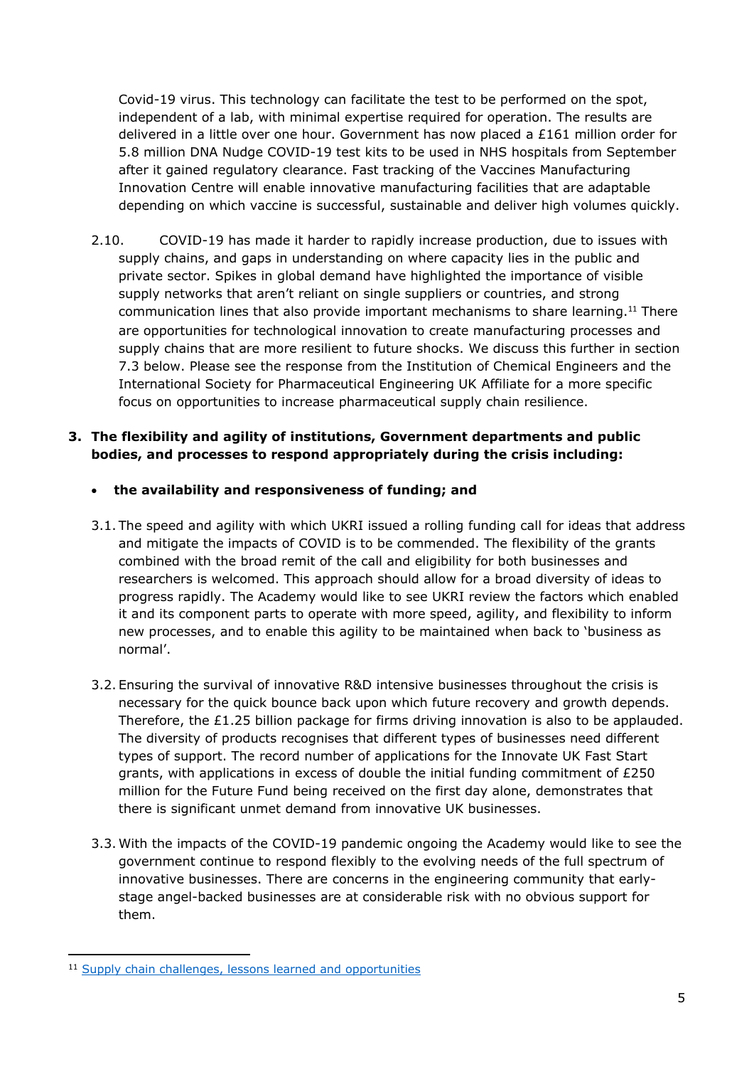Covid-19 virus. This technology can facilitate the test to be performed on the spot, independent of a lab, with minimal expertise required for operation. The results are delivered in a little over one hour. Government has now placed a £161 million order for 5.8 million DNA Nudge COVID-19 test kits to be used in NHS hospitals from September after it gained regulatory clearance. Fast tracking of the Vaccines Manufacturing Innovation Centre will enable innovative manufacturing facilities that are adaptable depending on which vaccine is successful, sustainable and deliver high volumes quickly.

2.10. COVID-19 has made it harder to rapidly increase production, due to issues with supply chains, and gaps in understanding on where capacity lies in the public and private sector. Spikes in global demand have highlighted the importance of visible supply networks that aren't reliant on single suppliers or countries, and strong communication lines that also provide important mechanisms to share learning.[11] There are opportunities for technological innovation to create manufacturing processes and supply chains that are more resilient to future shocks. We discuss this further in section 7.3 below. Please see the response from the Institution of Chemical Engineers and the International Society for Pharmaceutical Engineering UK Affiliate for a more specific focus on opportunities to increase pharmaceutical supply chain resilience.

**3. The flexibility and agility of institutions, Government departments and public bodies, and processes to respond appropriately during the crisis including:**

- **the availability and responsiveness of funding; and**

3.1. The speed and agility with which UKRI issued a rolling funding call for ideas that address and mitigate the impacts of COVID is to be commended. The flexibility of the grants combined with the broad remit of the call and eligibility for both businesses and researchers is welcomed. This approach should allow for a broad diversity of ideas to progress rapidly. The Academy would like to see UKRI review the factors which enabled it and its component parts to operate with more speed, agility, and flexibility to inform new processes, and to enable this agility to be maintained when back to 'business as normal'.

3.2. Ensuring the survival of innovative R&D intensive businesses throughout the crisis is necessary for the quick bounce back upon which future recovery and growth depends. Therefore, the £1.25 billion package for firms driving innovation is also to be applauded. The diversity of products recognises that different types of businesses need different types of support. The record number of applications for the Innovate UK Fast Start grants, with applications in excess of double the initial funding commitment of £250 million for the Future Fund being received on the first day alone, demonstrates that there is significant unmet demand from innovative UK businesses.

3.3. With the impacts of the COVID-19 pandemic ongoing the Academy would like to see the government continue to respond flexibly to the evolving needs of the full spectrum of innovative businesses. There are concerns in the engineering community that early-stage angel-backed businesses are at considerable risk with no obvious support for them.

---

[11] Supply chain challenges, lessons learned and opportunities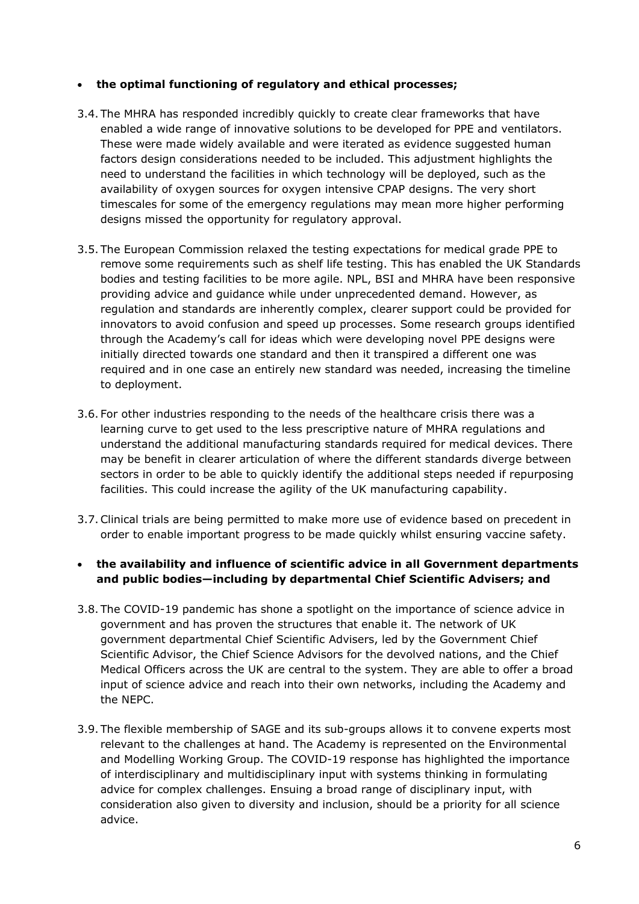- **the optimal functioning of regulatory and ethical processes;**

3.4. The MHRA has responded incredibly quickly to create clear frameworks that have enabled a wide range of innovative solutions to be developed for PPE and ventilators. These were made widely available and were iterated as evidence suggested human factors design considerations needed to be included. This adjustment highlights the need to understand the facilities in which technology will be deployed, such as the availability of oxygen sources for oxygen intensive CPAP designs. The very short timescales for some of the emergency regulations may mean more higher performing designs missed the opportunity for regulatory approval.

3.5. The European Commission relaxed the testing expectations for medical grade PPE to remove some requirements such as shelf life testing. This has enabled the UK Standards bodies and testing facilities to be more agile. NPL, BSI and MHRA have been responsive providing advice and guidance while under unprecedented demand. However, as regulation and standards are inherently complex, clearer support could be provided for innovators to avoid confusion and speed up processes. Some research groups identified through the Academy's call for ideas which were developing novel PPE designs were initially directed towards one standard and then it transpired a different one was required and in one case an entirely new standard was needed, increasing the timeline to deployment.

3.6. For other industries responding to the needs of the healthcare crisis there was a learning curve to get used to the less prescriptive nature of MHRA regulations and understand the additional manufacturing standards required for medical devices. There may be benefit in clearer articulation of where the different standards diverge between sectors in order to be able to quickly identify the additional steps needed if repurposing facilities. This could increase the agility of the UK manufacturing capability.

3.7. Clinical trials are being permitted to make more use of evidence based on precedent in order to enable important progress to be made quickly whilst ensuring vaccine safety.

- **the availability and influence of scientific advice in all Government departments and public bodies—including by departmental Chief Scientific Advisers; and**

3.8. The COVID-19 pandemic has shone a spotlight on the importance of science advice in government and has proven the structures that enable it. The network of UK government departmental Chief Scientific Advisers, led by the Government Chief Scientific Advisor, the Chief Science Advisors for the devolved nations, and the Chief Medical Officers across the UK are central to the system. They are able to offer a broad input of science advice and reach into their own networks, including the Academy and the NEPC.

3.9. The flexible membership of SAGE and its sub-groups allows it to convene experts most relevant to the challenges at hand. The Academy is represented on the Environmental and Modelling Working Group. The COVID-19 response has highlighted the importance of interdisciplinary and multidisciplinary input with systems thinking in formulating advice for complex challenges. Ensuing a broad range of disciplinary input, with consideration also given to diversity and inclusion, should be a priority for all science advice.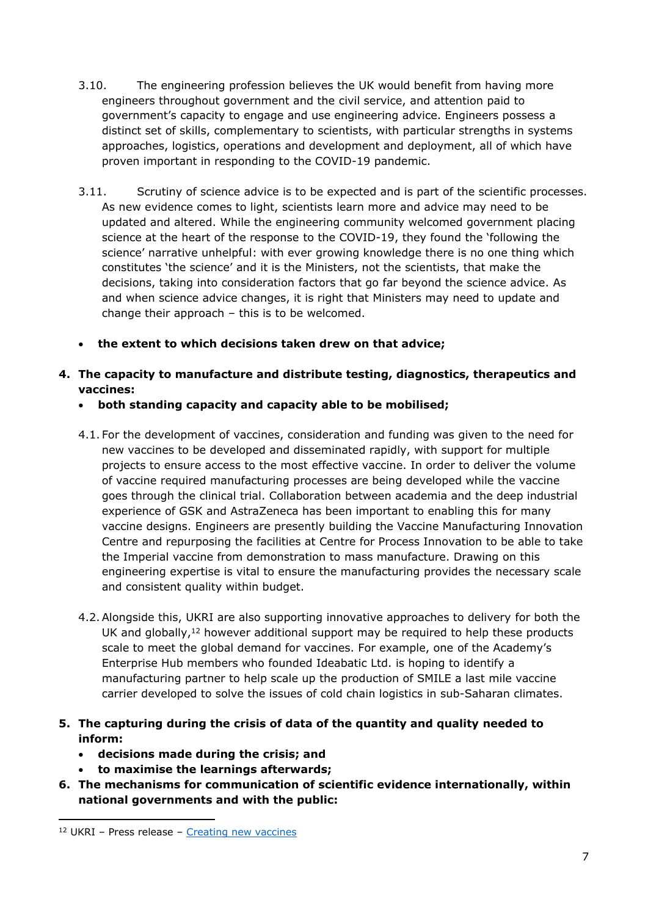3.10. The engineering profession believes the UK would benefit from having more engineers throughout government and the civil service, and attention paid to government's capacity to engage and use engineering advice. Engineers possess a distinct set of skills, complementary to scientists, with particular strengths in systems approaches, logistics, operations and development and deployment, all of which have proven important in responding to the COVID-19 pandemic.

3.11. Scrutiny of science advice is to be expected and is part of the scientific processes. As new evidence comes to light, scientists learn more and advice may need to be updated and altered. While the engineering community welcomed government placing science at the heart of the response to the COVID-19, they found the 'following the science' narrative unhelpful: with ever growing knowledge there is no one thing which constitutes 'the science' and it is the Ministers, not the scientists, that make the decisions, taking into consideration factors that go far beyond the science advice. As and when science advice changes, it is right that Ministers may need to update and change their approach – this is to be welcomed.

- **the extent to which decisions taken drew on that advice;**

**4. The capacity to manufacture and distribute testing, diagnostics, therapeutics and vaccines:**

- **both standing capacity and capacity able to be mobilised;**

4.1. For the development of vaccines, consideration and funding was given to the need for new vaccines to be developed and disseminated rapidly, with support for multiple projects to ensure access to the most effective vaccine. In order to deliver the volume of vaccine required manufacturing processes are being developed while the vaccine goes through the clinical trial. Collaboration between academia and the deep industrial experience of GSK and AstraZeneca has been important to enabling this for many vaccine designs. Engineers are presently building the Vaccine Manufacturing Innovation Centre and repurposing the facilities at Centre for Process Innovation to be able to take the Imperial vaccine from demonstration to mass manufacture. Drawing on this engineering expertise is vital to ensure the manufacturing provides the necessary scale and consistent quality within budget.

4.2. Alongside this, UKRI are also supporting innovative approaches to delivery for both the UK and globally,[12] however additional support may be required to help these products scale to meet the global demand for vaccines. For example, one of the Academy's Enterprise Hub members who founded Ideabatic Ltd. is hoping to identify a manufacturing partner to help scale up the production of SMILE a last mile vaccine carrier developed to solve the issues of cold chain logistics in sub-Saharan climates.

**5. The capturing during the crisis of data of the quantity and quality needed to inform:**

- **decisions made during the crisis; and**
- **to maximise the learnings afterwards;**

**6. The mechanisms for communication of scientific evidence internationally, within national governments and with the public:**

---

[12] UKRI – Press release – Creating new vaccines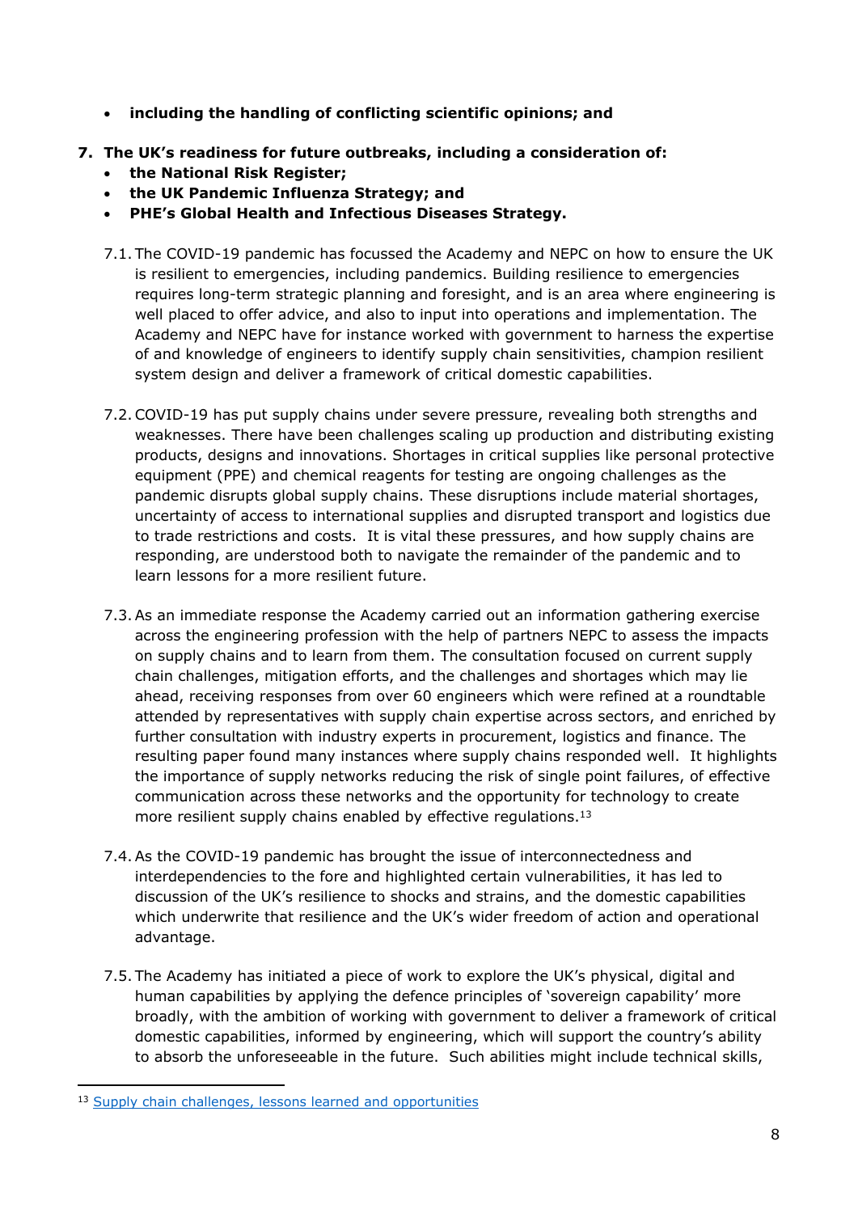- **including the handling of conflicting scientific opinions; and**

7. **The UK's readiness for future outbreaks, including a consideration of:**
   - **the National Risk Register;**
   - **the UK Pandemic Influenza Strategy; and**
   - **PHE's Global Health and Infectious Diseases Strategy.**

7.1. The COVID-19 pandemic has focussed the Academy and NEPC on how to ensure the UK is resilient to emergencies, including pandemics. Building resilience to emergencies requires long-term strategic planning and foresight, and is an area where engineering is well placed to offer advice, and also to input into operations and implementation. The Academy and NEPC have for instance worked with government to harness the expertise of and knowledge of engineers to identify supply chain sensitivities, champion resilient system design and deliver a framework of critical domestic capabilities.

7.2. COVID-19 has put supply chains under severe pressure, revealing both strengths and weaknesses. There have been challenges scaling up production and distributing existing products, designs and innovations. Shortages in critical supplies like personal protective equipment (PPE) and chemical reagents for testing are ongoing challenges as the pandemic disrupts global supply chains. These disruptions include material shortages, uncertainty of access to international supplies and disrupted transport and logistics due to trade restrictions and costs. It is vital these pressures, and how supply chains are responding, are understood both to navigate the remainder of the pandemic and to learn lessons for a more resilient future.

7.3. As an immediate response the Academy carried out an information gathering exercise across the engineering profession with the help of partners NEPC to assess the impacts on supply chains and to learn from them. The consultation focused on current supply chain challenges, mitigation efforts, and the challenges and shortages which may lie ahead, receiving responses from over 60 engineers which were refined at a roundtable attended by representatives with supply chain expertise across sectors, and enriched by further consultation with industry experts in procurement, logistics and finance. The resulting paper found many instances where supply chains responded well. It highlights the importance of supply networks reducing the risk of single point failures, of effective communication across these networks and the opportunity for technology to create more resilient supply chains enabled by effective regulations.[13]

7.4. As the COVID-19 pandemic has brought the issue of interconnectedness and interdependencies to the fore and highlighted certain vulnerabilities, it has led to discussion of the UK's resilience to shocks and strains, and the domestic capabilities which underwrite that resilience and the UK's wider freedom of action and operational advantage.

7.5. The Academy has initiated a piece of work to explore the UK's physical, digital and human capabilities by applying the defence principles of 'sovereign capability' more broadly, with the ambition of working with government to deliver a framework of critical domestic capabilities, informed by engineering, which will support the country's ability to absorb the unforeseeable in the future. Such abilities might include technical skills,

[13] Supply chain challenges, lessons learned and opportunities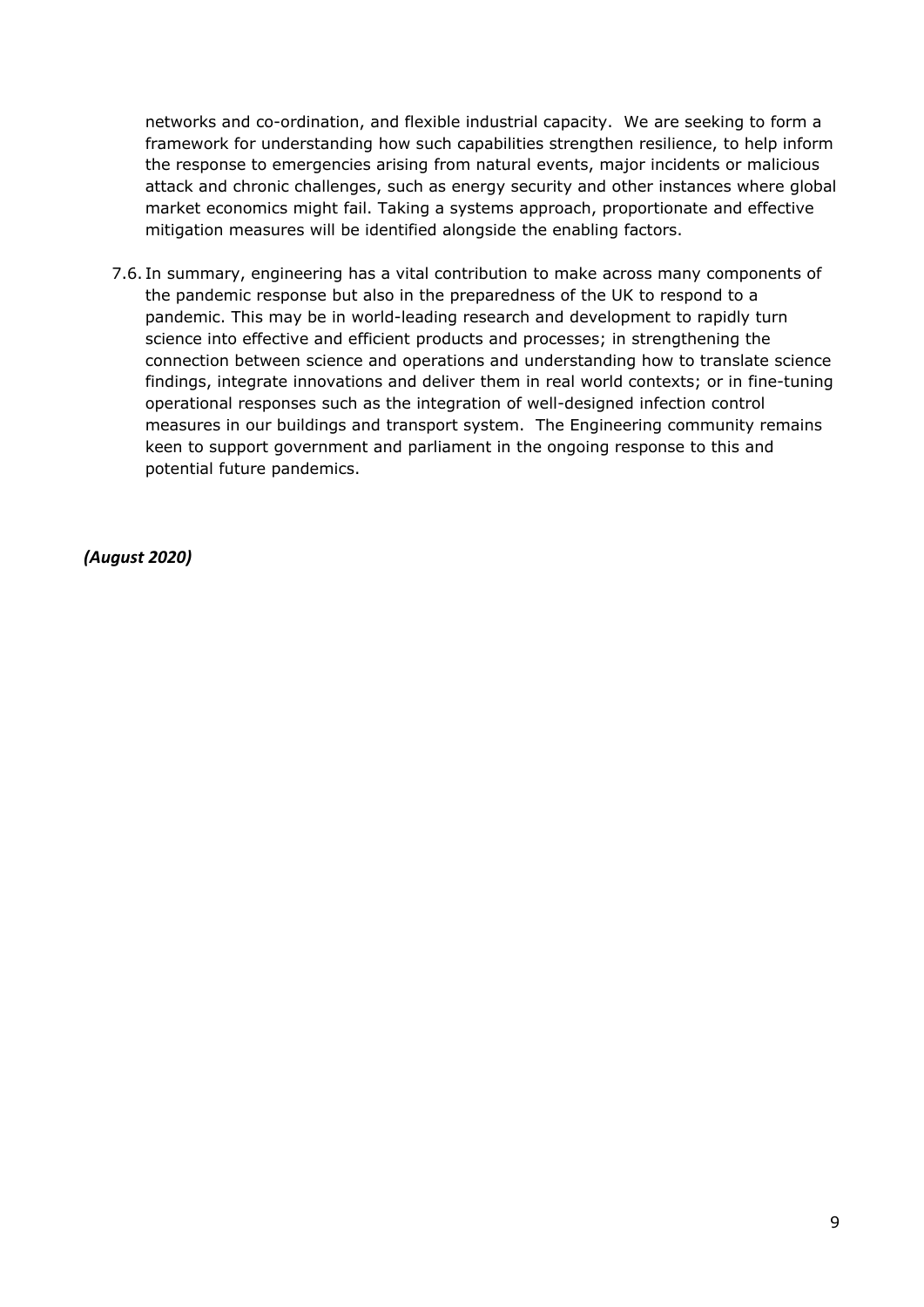networks and co-ordination, and flexible industrial capacity. We are seeking to form a framework for understanding how such capabilities strengthen resilience, to help inform the response to emergencies arising from natural events, major incidents or malicious attack and chronic challenges, such as energy security and other instances where global market economics might fail. Taking a systems approach, proportionate and effective mitigation measures will be identified alongside the enabling factors.

7.6. In summary, engineering has a vital contribution to make across many components of the pandemic response but also in the preparedness of the UK to respond to a pandemic. This may be in world-leading research and development to rapidly turn science into effective and efficient products and processes; in strengthening the connection between science and operations and understanding how to translate science findings, integrate innovations and deliver them in real world contexts; or in fine-tuning operational responses such as the integration of well-designed infection control measures in our buildings and transport system. The Engineering community remains keen to support government and parliament in the ongoing response to this and potential future pandemics.

***(August 2020)***